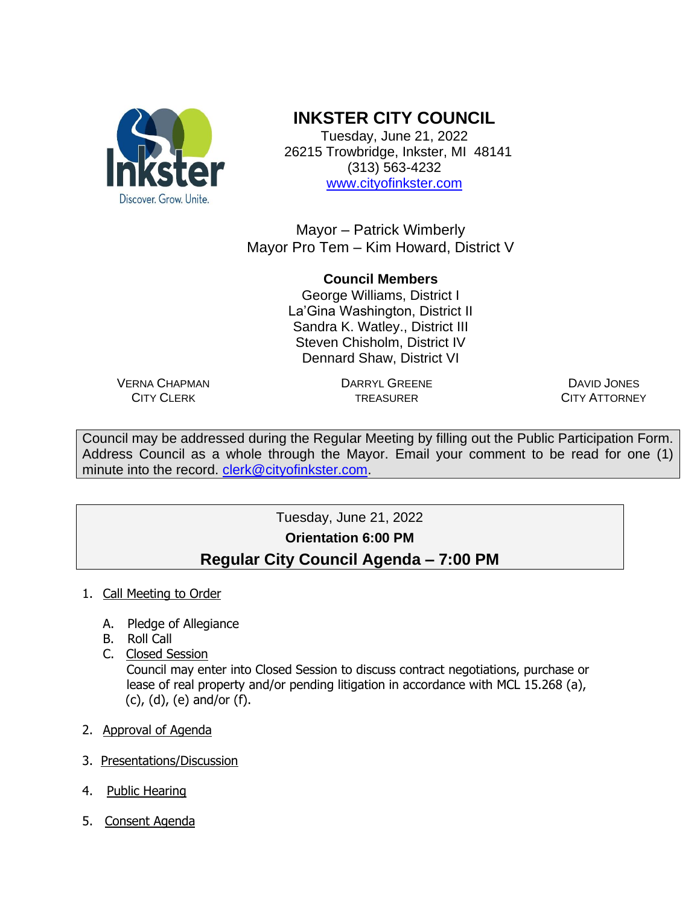# INKSTER CITY COUNCIL

Tuesday, June 21, 2022
26215 Trowbridge, Inkster, MI 48141
(313) 563-4232
www.cityofinkster.com

Mayor – Patrick Wimberly
Mayor Pro Tem – Kim Howard, District V

**Council Members**
George Williams, District I
La'Gina Washington, District II
Sandra K. Watley., District III
Steven Chisholm, District IV
Dennard Shaw, District VI

VERNA CHAPMAN
CITY CLERK

DARRYL GREENE
TREASURER

DAVID JONES
CITY ATTORNEY

Council may be addressed during the Regular Meeting by filling out the Public Participation Form. Address Council as a whole through the Mayor. Email your comment to be read for one (1) minute into the record. clerk@cityofinkster.com.

Tuesday, June 21, 2022
**Orientation 6:00 PM**
## Regular City Council Agenda – 7:00 PM

1. Call Meeting to Order

   A. Pledge of Allegiance
   B. Roll Call
   C. Closed Session
      Council may enter into Closed Session to discuss contract negotiations, purchase or lease of real property and/or pending litigation in accordance with MCL 15.268 (a), (c), (d), (e) and/or (f).

2. Approval of Agenda

3. Presentations/Discussion

4. Public Hearing

5. Consent Agenda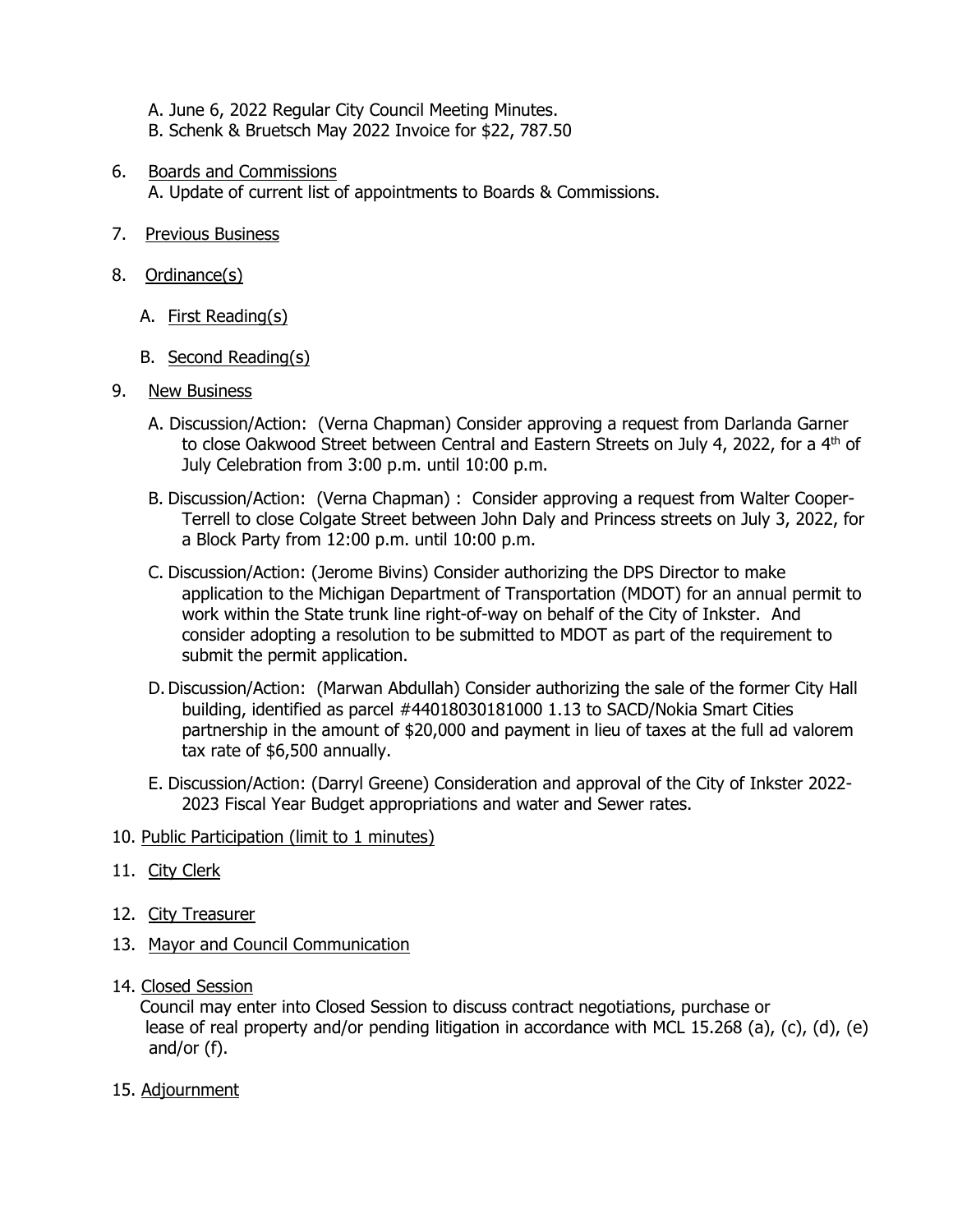A. June 6, 2022 Regular City Council Meeting Minutes.
B. Schenk & Bruetsch May 2022 Invoice for $22, 787.50

6. Boards and Commissions

   A. Update of current list of appointments to Boards & Commissions.

7. Previous Business

8. Ordinance(s)

   A. First Reading(s)

   B. Second Reading(s)

9. New Business

   A. Discussion/Action: (Verna Chapman) Consider approving a request from Darlanda Garner to close Oakwood Street between Central and Eastern Streets on July 4, 2022, for a 4th of July Celebration from 3:00 p.m. until 10:00 p.m.

   B. Discussion/Action: (Verna Chapman) : Consider approving a request from Walter Cooper-Terrell to close Colgate Street between John Daly and Princess streets on July 3, 2022, for a Block Party from 12:00 p.m. until 10:00 p.m.

   C. Discussion/Action: (Jerome Bivins) Consider authorizing the DPS Director to make application to the Michigan Department of Transportation (MDOT) for an annual permit to work within the State trunk line right-of-way on behalf of the City of Inkster. And consider adopting a resolution to be submitted to MDOT as part of the requirement to submit the permit application.

   D. Discussion/Action: (Marwan Abdullah) Consider authorizing the sale of the former City Hall building, identified as parcel #44018030181000 1.13 to SACD/Nokia Smart Cities partnership in the amount of $20,000 and payment in lieu of taxes at the full ad valorem tax rate of $6,500 annually.

   E. Discussion/Action: (Darryl Greene) Consideration and approval of the City of Inkster 2022-2023 Fiscal Year Budget appropriations and water and Sewer rates.

10. Public Participation (limit to 1 minutes)

11. City Clerk

12. City Treasurer

13. Mayor and Council Communication

14. Closed Session

    Council may enter into Closed Session to discuss contract negotiations, purchase or lease of real property and/or pending litigation in accordance with MCL 15.268 (a), (c), (d), (e) and/or (f).

15. Adjournment